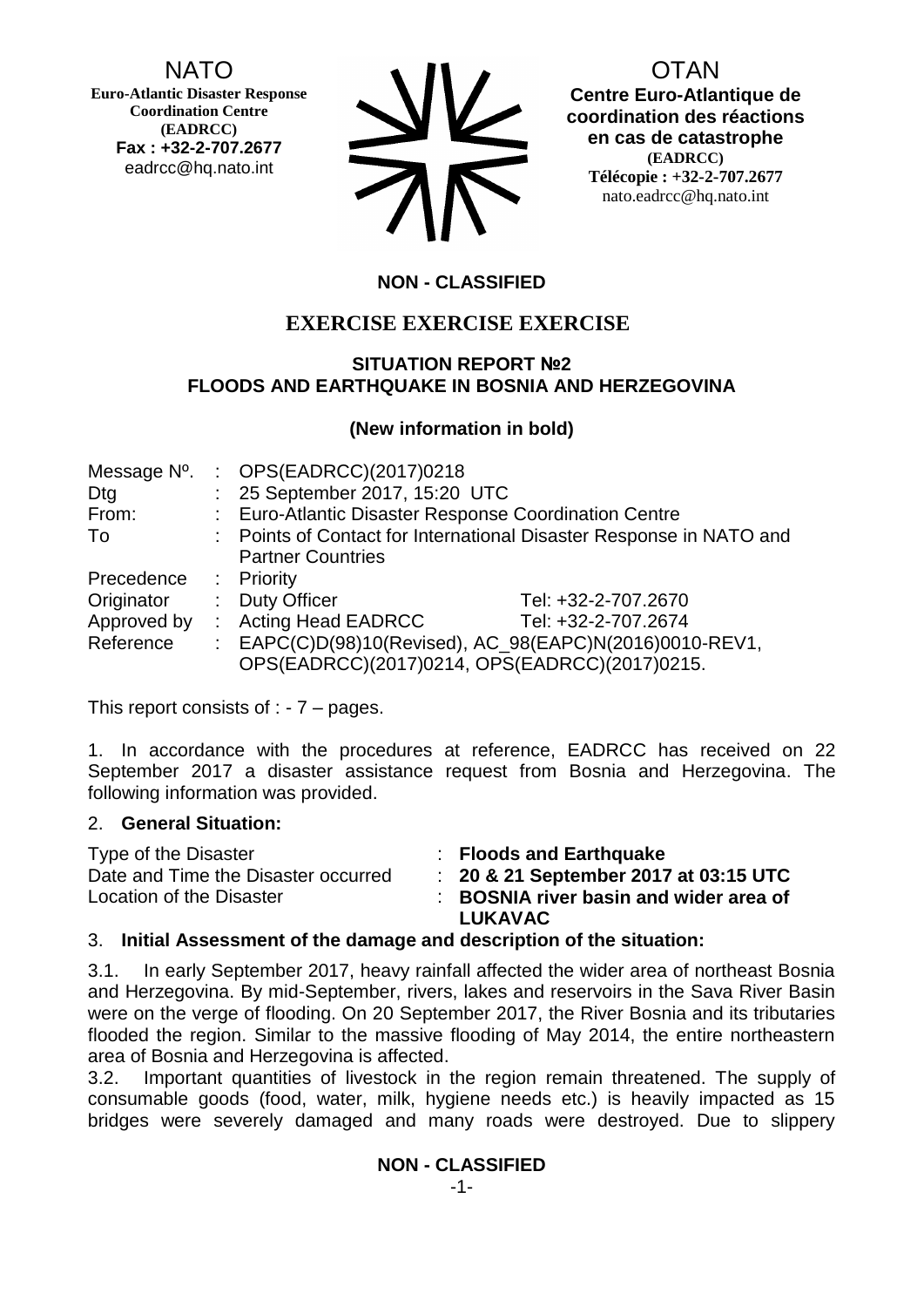NATO
**Euro-Atlantic Disaster Response Coordination Centre (EADRCC)**
**Fax : +32-2-707.2677**
eadrcc@hq.nato.int

OTAN
**Centre Euro-Atlantique de coordination des réactions en cas de catastrophe**
**(EADRCC)**
**Télécopie : +32-2-707.2677**
nato.eadrcc@hq.nato.int

**NON - CLASSIFIED**

# EXERCISE EXERCISE EXERCISE

## SITUATION REPORT №2
## FLOODS AND EARTHQUAKE IN BOSNIA AND HERZEGOVINA

**(New information in bold)**

| | | |
|---|---|---|
| Message Nº. | : | OPS(EADRCC)(2017)0218 |
| Dtg | : | 25 September 2017, 15:20 UTC |
| From: | : | Euro-Atlantic Disaster Response Coordination Centre |
| To | : | Points of Contact for International Disaster Response in NATO and Partner Countries |
| Precedence | : | Priority |
| Originator | : | Duty Officer — Tel: +32-2-707.2670 |
| Approved by | : | Acting Head EADRCC — Tel: +32-2-707.2674 |
| Reference | : | EAPC(C)D(98)10(Revised), AC_98(EAPC)N(2016)0010-REV1, OPS(EADRCC)(2017)0214, OPS(EADRCC)(2017)0215. |

This report consists of : - 7 – pages.

1. In accordance with the procedures at reference, EADRCC has received on 22 September 2017 a disaster assistance request from Bosnia and Herzegovina. The following information was provided.

2. **General Situation:**

| | | |
|---|---|---|
| Type of the Disaster | : | **Floods and Earthquake** |
| Date and Time the Disaster occurred | : | **20 & 21 September 2017 at 03:15 UTC** |
| Location of the Disaster | : | **BOSNIA river basin and wider area of LUKAVAC** |

3. **Initial Assessment of the damage and description of the situation:**

3.1. In early September 2017, heavy rainfall affected the wider area of northeast Bosnia and Herzegovina. By mid-September, rivers, lakes and reservoirs in the Sava River Basin were on the verge of flooding. On 20 September 2017, the River Bosnia and its tributaries flooded the region. Similar to the massive flooding of May 2014, the entire northeastern area of Bosnia and Herzegovina is affected.

3.2. Important quantities of livestock in the region remain threatened. The supply of consumable goods (food, water, milk, hygiene needs etc.) is heavily impacted as 15 bridges were severely damaged and many roads were destroyed. Due to slippery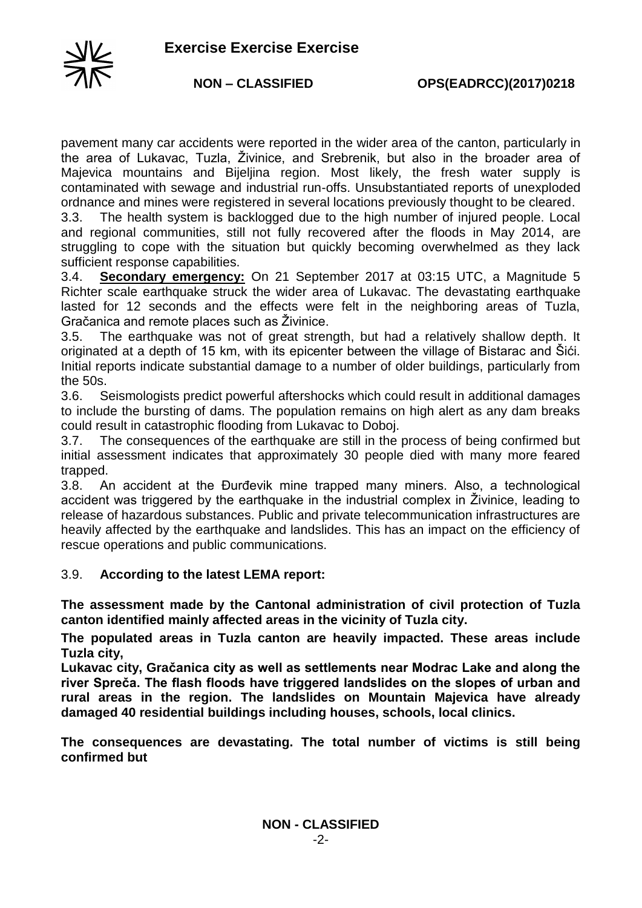pavement many car accidents were reported in the wider area of the canton, particularly in the area of Lukavac, Tuzla, Živinice, and Srebrenik, but also in the broader area of Majevica mountains and Bijeljina region. Most likely, the fresh water supply is contaminated with sewage and industrial run-offs. Unsubstantiated reports of unexploded ordnance and mines were registered in several locations previously thought to be cleared.

3.3. The health system is backlogged due to the high number of injured people. Local and regional communities, still not fully recovered after the floods in May 2014, are struggling to cope with the situation but quickly becoming overwhelmed as they lack sufficient response capabilities.

3.4. **Secondary emergency:** On 21 September 2017 at 03:15 UTC, a Magnitude 5 Richter scale earthquake struck the wider area of Lukavac. The devastating earthquake lasted for 12 seconds and the effects were felt in the neighboring areas of Tuzla, Gračanica and remote places such as Živinice.

3.5. The earthquake was not of great strength, but had a relatively shallow depth. It originated at a depth of 15 km, with its epicenter between the village of Bistarac and Šići. Initial reports indicate substantial damage to a number of older buildings, particularly from the 50s.

3.6. Seismologists predict powerful aftershocks which could result in additional damages to include the bursting of dams. The population remains on high alert as any dam breaks could result in catastrophic flooding from Lukavac to Doboj.

3.7. The consequences of the earthquake are still in the process of being confirmed but initial assessment indicates that approximately 30 people died with many more feared trapped.

3.8. An accident at the Đurđevik mine trapped many miners. Also, a technological accident was triggered by the earthquake in the industrial complex in Živinice, leading to release of hazardous substances. Public and private telecommunication infrastructures are heavily affected by the earthquake and landslides. This has an impact on the efficiency of rescue operations and public communications.

3.9. **According to the latest LEMA report:**

**The assessment made by the Cantonal administration of civil protection of Tuzla canton identified mainly affected areas in the vicinity of Tuzla city.**

**The populated areas in Tuzla canton are heavily impacted. These areas include Tuzla city,**

**Lukavac city, Gračanica city as well as settlements near Modrac Lake and along the river Spreča. The flash floods have triggered landslides on the slopes of urban and rural areas in the region. The landslides on Mountain Majevica have already damaged 40 residential buildings including houses, schools, local clinics.**

**The consequences are devastating. The total number of victims is still being confirmed but**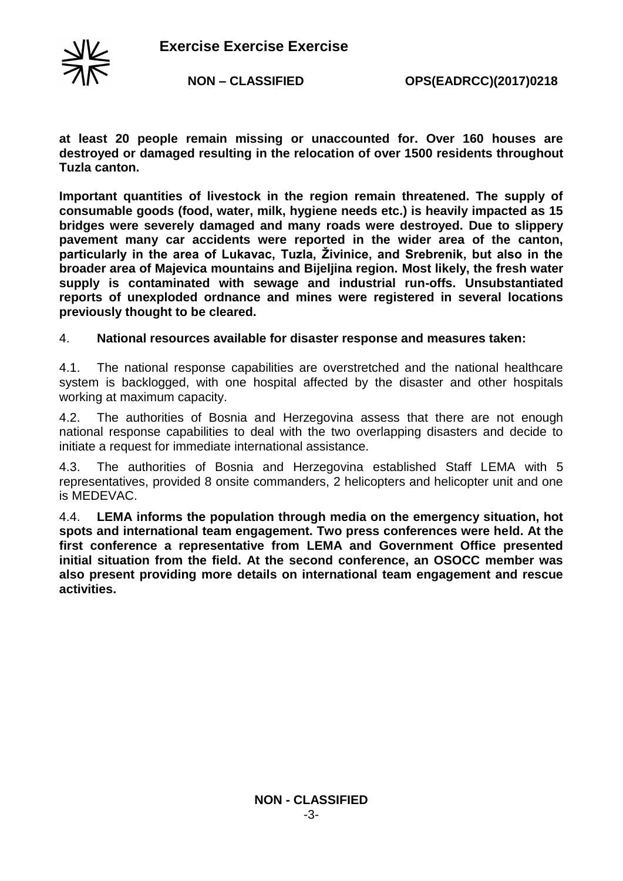**at least 20 people remain missing or unaccounted for. Over 160 houses are destroyed or damaged resulting in the relocation of over 1500 residents throughout Tuzla canton.**

**Important quantities of livestock in the region remain threatened. The supply of consumable goods (food, water, milk, hygiene needs etc.) is heavily impacted as 15 bridges were severely damaged and many roads were destroyed. Due to slippery pavement many car accidents were reported in the wider area of the canton, particularly in the area of Lukavac, Tuzla, Živinice, and Srebrenik, but also in the broader area of Majevica mountains and Bijeljina region. Most likely, the fresh water supply is contaminated with sewage and industrial run-offs. Unsubstantiated reports of unexploded ordnance and mines were registered in several locations previously thought to be cleared.**

4. **National resources available for disaster response and measures taken:**

4.1. The national response capabilities are overstretched and the national healthcare system is backlogged, with one hospital affected by the disaster and other hospitals working at maximum capacity.

4.2. The authorities of Bosnia and Herzegovina assess that there are not enough national response capabilities to deal with the two overlapping disasters and decide to initiate a request for immediate international assistance.

4.3. The authorities of Bosnia and Herzegovina established Staff LEMA with 5 representatives, provided 8 onsite commanders, 2 helicopters and helicopter unit and one is MEDEVAC.

4.4. **LEMA informs the population through media on the emergency situation, hot spots and international team engagement. Two press conferences were held. At the first conference a representative from LEMA and Government Office presented initial situation from the field. At the second conference, an OSOCC member was also present providing more details on international team engagement and rescue activities.**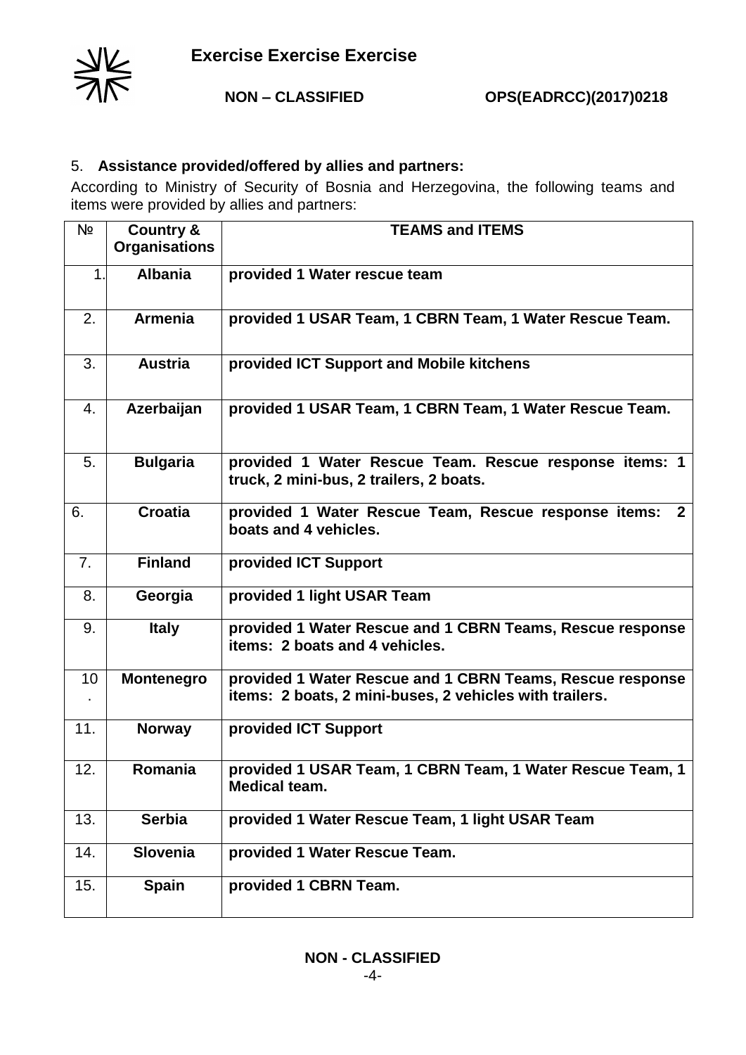5. **Assistance provided/offered by allies and partners:**

According to Ministry of Security of Bosnia and Herzegovina, the following teams and items were provided by allies and partners:

| № | Country & Organisations | TEAMS and ITEMS |
|---|---|---|
| 1. | **Albania** | **provided 1 Water rescue team** |
| 2. | **Armenia** | **provided 1 USAR Team, 1 CBRN Team, 1 Water Rescue Team.** |
| 3. | **Austria** | **provided ICT Support and Mobile kitchens** |
| 4. | **Azerbaijan** | **provided 1 USAR Team, 1 CBRN Team, 1 Water Rescue Team.** |
| 5. | **Bulgaria** | **provided 1 Water Rescue Team. Rescue response items: 1 truck, 2 mini-bus, 2 trailers, 2 boats.** |
| 6. | **Croatia** | **provided 1 Water Rescue Team, Rescue response items: 2 boats and 4 vehicles.** |
| 7. | **Finland** | **provided ICT Support** |
| 8. | **Georgia** | **provided 1 light USAR Team** |
| 9. | **Italy** | **provided 1 Water Rescue and 1 CBRN Teams, Rescue response items: 2 boats and 4 vehicles.** |
| 10. | **Montenegro** | **provided 1 Water Rescue and 1 CBRN Teams, Rescue response items: 2 boats, 2 mini-buses, 2 vehicles with trailers.** |
| 11. | **Norway** | **provided ICT Support** |
| 12. | **Romania** | **provided 1 USAR Team, 1 CBRN Team, 1 Water Rescue Team, 1 Medical team.** |
| 13. | **Serbia** | **provided 1 Water Rescue Team, 1 light USAR Team** |
| 14. | **Slovenia** | **provided 1 Water Rescue Team.** |
| 15. | **Spain** | **provided 1 CBRN Team.** |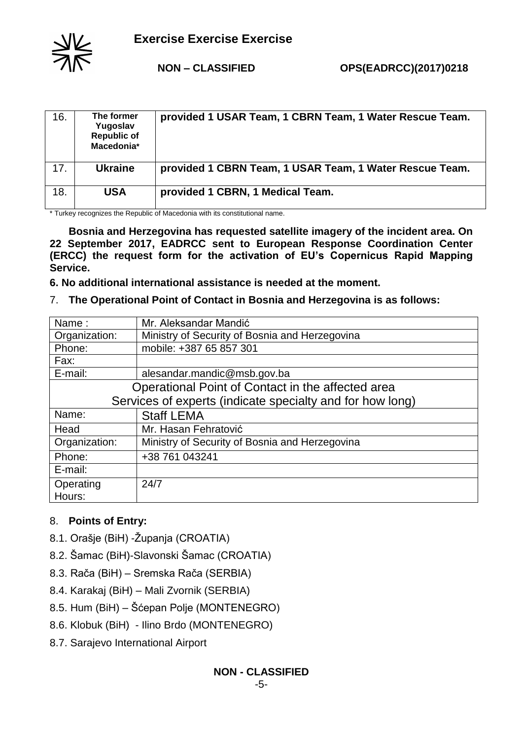| 16. | **The former Yugoslav Republic of Macedonia*** | **provided 1 USAR Team, 1 CBRN Team, 1 Water Rescue Team.** |
|---|---|---|
| 17. | **Ukraine** | **provided 1 CBRN Team, 1 USAR Team, 1 Water Rescue Team.** |
| 18. | **USA** | **provided 1 CBRN, 1 Medical Team.** |

* Turkey recognizes the Republic of Macedonia with its constitutional name.

**Bosnia and Herzegovina has requested satellite imagery of the incident area. On 22 September 2017, EADRCC sent to European Response Coordination Center (ERCC) the request form for the activation of EU's Copernicus Rapid Mapping Service.**

**6. No additional international assistance is needed at the moment.**

7. **The Operational Point of Contact in Bosnia and Herzegovina is as follows:**

| Name : | Mr. Aleksandar Mandić |
|---|---|
| Organization: | Ministry of Security of Bosnia and Herzegovina |
| Phone: | mobile: +387 65 857 301 |
| Fax: | |
| E-mail: | alesandar.mandic@msb.gov.ba |
| Operational Point of Contact in the affected area<br>Services of experts (indicate specialty and for how long) | |
| Name: | Staff LEMA |
| Head | Mr. Hasan Fehratović |
| Organization: | Ministry of Security of Bosnia and Herzegovina |
| Phone: | +38 761 043241 |
| E-mail: | |
| Operating Hours: | 24/7 |

8. **Points of Entry:**

8.1. Orašje (BiH) -Županja (CROATIA)

8.2. Šamac (BiH)-Slavonski Šamac (CROATIA)

8.3. Rača (BiH) – Sremska Rača (SERBIA)

8.4. Karakaj (BiH) – Mali Zvornik (SERBIA)

8.5. Hum (BiH) – Šćepan Polje (MONTENEGRO)

8.6. Klobuk (BiH) - Ilino Brdo (MONTENEGRO)

8.7. Sarajevo International Airport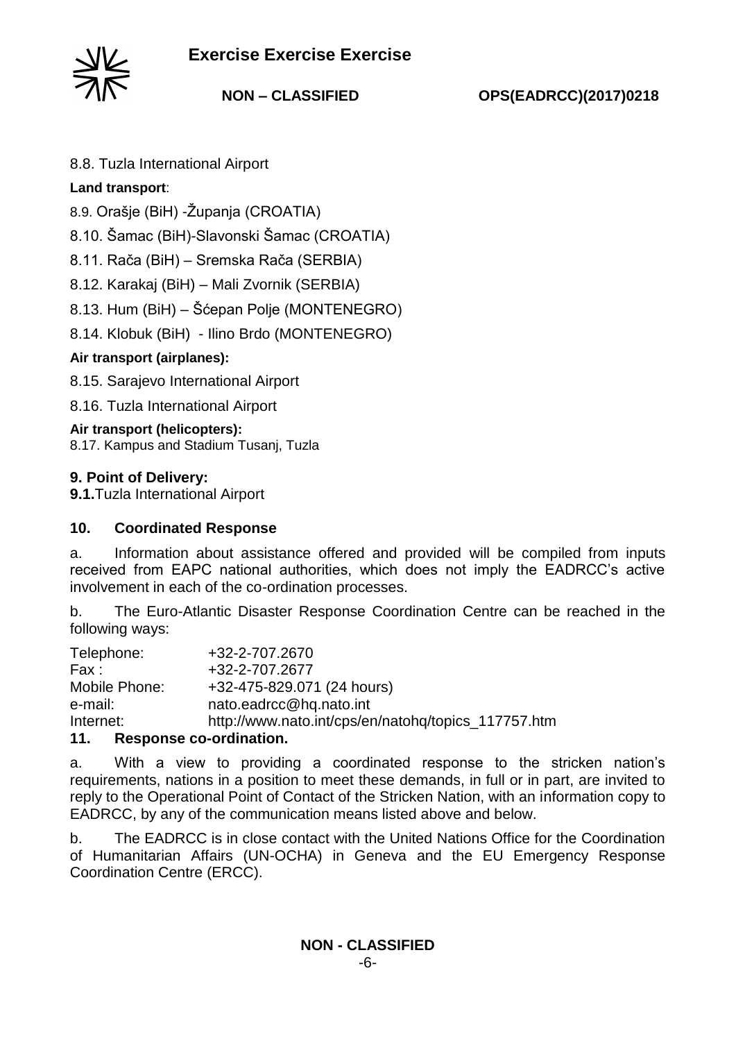8.8. Tuzla International Airport

**Land transport**:

8.9. Orašje (BiH) -Županja (CROATIA)

8.10. Šamac (BiH)-Slavonski Šamac (CROATIA)

8.11. Rača (BiH) – Sremska Rača (SERBIA)

8.12. Karakaj (BiH) – Mali Zvornik (SERBIA)

8.13. Hum (BiH) – Šćepan Polje (MONTENEGRO)

8.14. Klobuk (BiH) - Ilino Brdo (MONTENEGRO)

**Air transport (airplanes):**

8.15. Sarajevo International Airport

8.16. Tuzla International Airport

**Air transport (helicopters):**

8.17. Kampus and Stadium Tusanj, Tuzla

### 9. Point of Delivery:

**9.1.** Tuzla International Airport

### 10. Coordinated Response

a. Information about assistance offered and provided will be compiled from inputs received from EAPC national authorities, which does not imply the EADRCC's active involvement in each of the co-ordination processes.

b. The Euro-Atlantic Disaster Response Coordination Centre can be reached in the following ways:

| | |
|---|---|
| Telephone: | +32-2-707.2670 |
| Fax : | +32-2-707.2677 |
| Mobile Phone: | +32-475-829.071 (24 hours) |
| e-mail: | nato.eadrcc@hq.nato.int |
| Internet: | http://www.nato.int/cps/en/natohq/topics_117757.htm |

### 11. Response co-ordination.

a. With a view to providing a coordinated response to the stricken nation's requirements, nations in a position to meet these demands, in full or in part, are invited to reply to the Operational Point of Contact of the Stricken Nation, with an information copy to EADRCC, by any of the communication means listed above and below.

b. The EADRCC is in close contact with the United Nations Office for the Coordination of Humanitarian Affairs (UN-OCHA) in Geneva and the EU Emergency Response Coordination Centre (ERCC).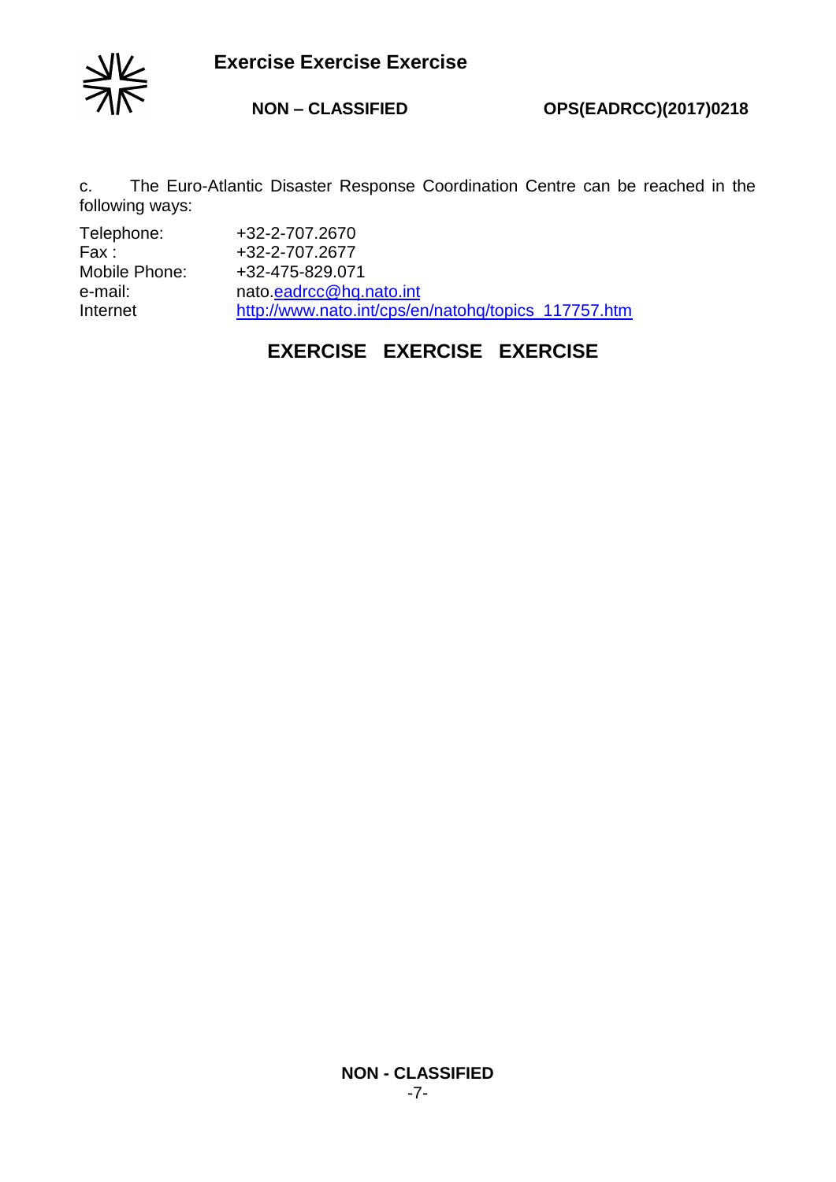c. The Euro-Atlantic Disaster Response Coordination Centre can be reached in the following ways:

| | |
|---|---|
| Telephone: | +32-2-707.2670 |
| Fax : | +32-2-707.2677 |
| Mobile Phone: | +32-475-829.071 |
| e-mail: | nato.eadrcc@hq.nato.int |
| Internet | http://www.nato.int/cps/en/natohq/topics_117757.htm |

**EXERCISE EXERCISE EXERCISE**